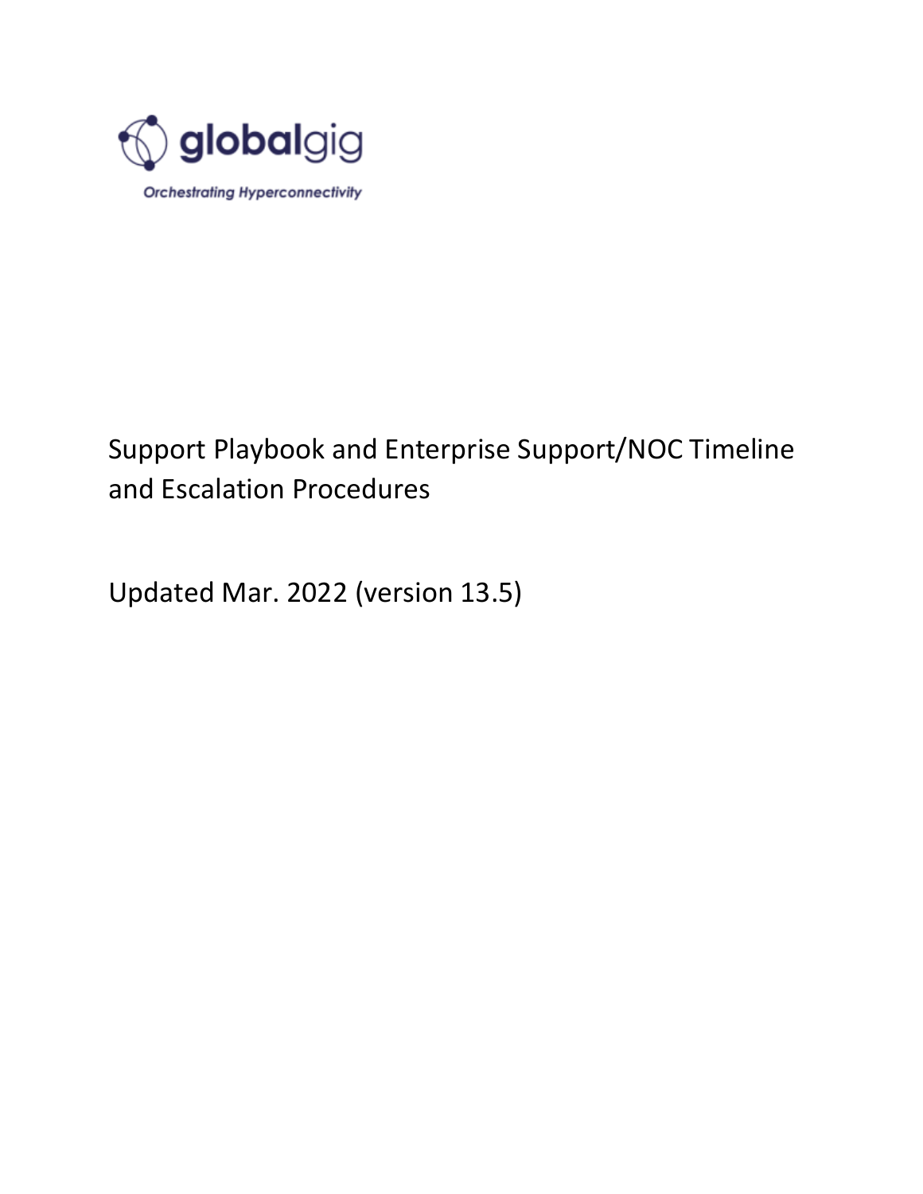globalgig

*Orchestrating Hyperconnectivity*

# Support Playbook and Enterprise Support/NOC Timeline and Escalation Procedures

Updated Mar. 2022 (version 13.5)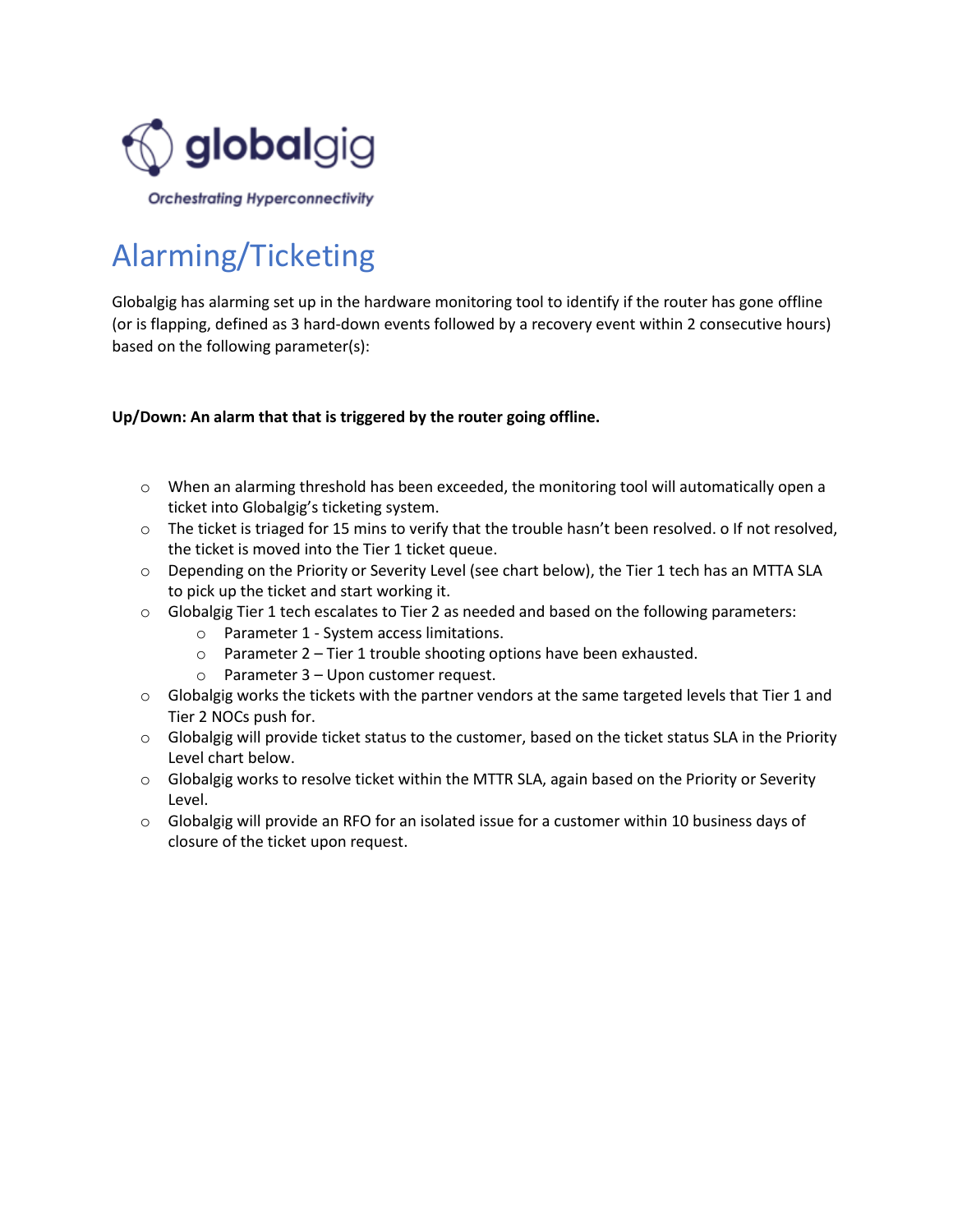# Alarming/Ticketing

Globalgig has alarming set up in the hardware monitoring tool to identify if the router has gone offline (or is flapping, defined as 3 hard-down events followed by a recovery event within 2 consecutive hours) based on the following parameter(s):

**Up/Down: An alarm that that is triggered by the router going offline.**

- When an alarming threshold has been exceeded, the monitoring tool will automatically open a ticket into Globalgig's ticketing system.
- The ticket is triaged for 15 mins to verify that the trouble hasn't been resolved. o If not resolved, the ticket is moved into the Tier 1 ticket queue.
- Depending on the Priority or Severity Level (see chart below), the Tier 1 tech has an MTTA SLA to pick up the ticket and start working it.
- Globalgig Tier 1 tech escalates to Tier 2 as needed and based on the following parameters:
  - Parameter 1 - System access limitations.
  - Parameter 2 – Tier 1 trouble shooting options have been exhausted.
  - Parameter 3 – Upon customer request.
- Globalgig works the tickets with the partner vendors at the same targeted levels that Tier 1 and Tier 2 NOCs push for.
- Globalgig will provide ticket status to the customer, based on the ticket status SLA in the Priority Level chart below.
- Globalgig works to resolve ticket within the MTTR SLA, again based on the Priority or Severity Level.
- Globalgig will provide an RFO for an isolated issue for a customer within 10 business days of closure of the ticket upon request.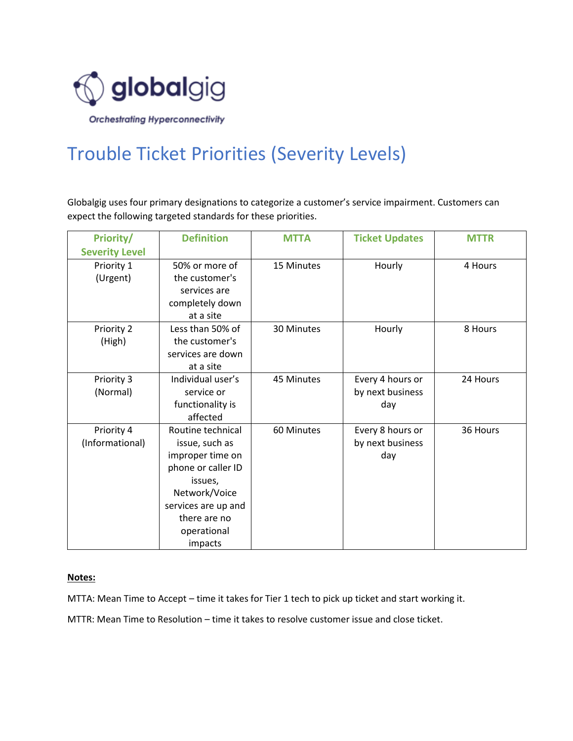# Trouble Ticket Priorities (Severity Levels)

Globalgig uses four primary designations to categorize a customer's service impairment. Customers can expect the following targeted standards for these priorities.

| Priority/ Severity Level | Definition | MTTA | Ticket Updates | MTTR |
|---|---|---|---|---|
| Priority 1 (Urgent) | 50% or more of the customer's services are completely down at a site | 15 Minutes | Hourly | 4 Hours |
| Priority 2 (High) | Less than 50% of the customer's services are down at a site | 30 Minutes | Hourly | 8 Hours |
| Priority 3 (Normal) | Individual user's service or functionality is affected | 45 Minutes | Every 4 hours or by next business day | 24 Hours |
| Priority 4 (Informational) | Routine technical issue, such as improper time on phone or caller ID issues, Network/Voice services are up and there are no operational impacts | 60 Minutes | Every 8 hours or by next business day | 36 Hours |

**Notes:**

MTTA: Mean Time to Accept – time it takes for Tier 1 tech to pick up ticket and start working it.

MTTR: Mean Time to Resolution – time it takes to resolve customer issue and close ticket.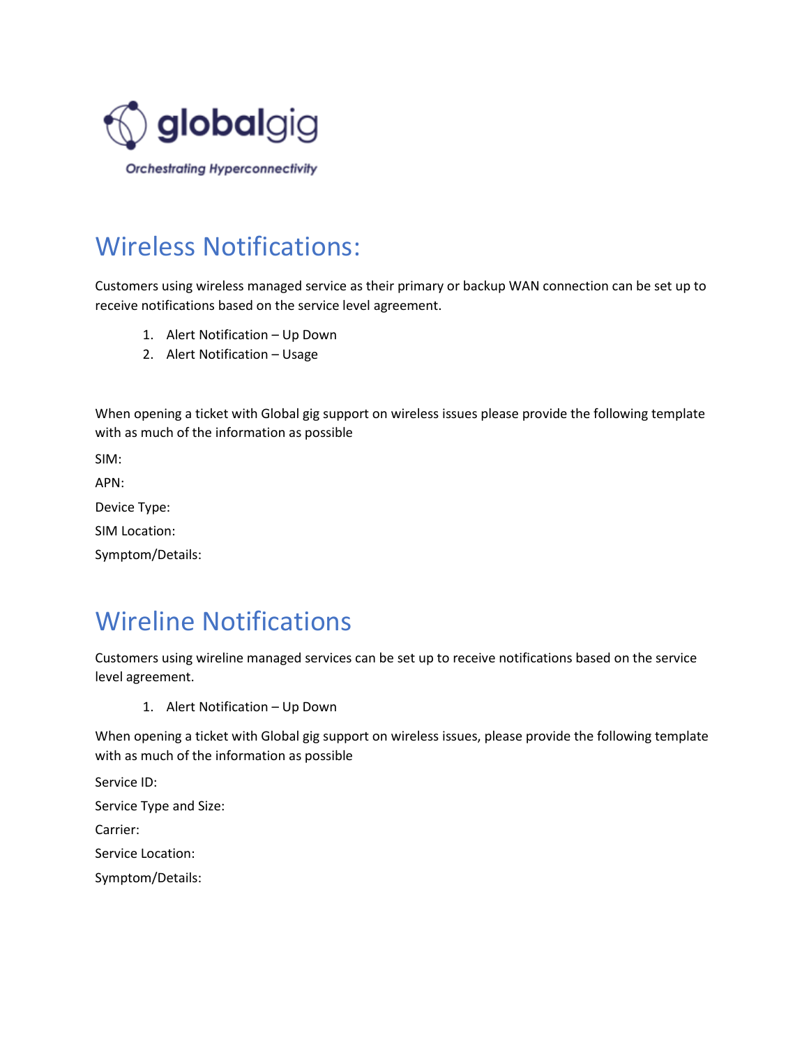# Wireless Notifications:

Customers using wireless managed service as their primary or backup WAN connection can be set up to receive notifications based on the service level agreement.

1. Alert Notification – Up Down
2. Alert Notification – Usage

When opening a ticket with Global gig support on wireless issues please provide the following template with as much of the information as possible

SIM:

APN:

Device Type:

SIM Location:

Symptom/Details:

# Wireline Notifications

Customers using wireline managed services can be set up to receive notifications based on the service level agreement.

1. Alert Notification – Up Down

When opening a ticket with Global gig support on wireless issues, please provide the following template with as much of the information as possible

Service ID:

Service Type and Size:

Carrier:

Service Location:

Symptom/Details: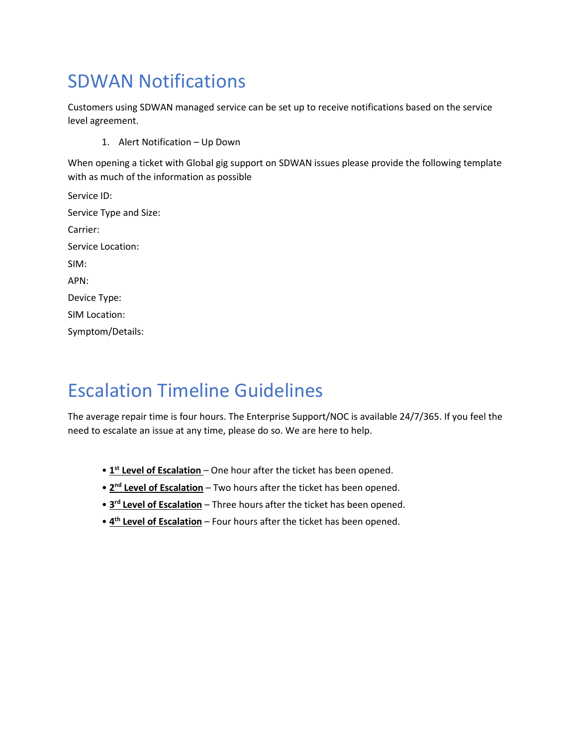# SDWAN Notifications

Customers using SDWAN managed service can be set up to receive notifications based on the service level agreement.

1. Alert Notification – Up Down

When opening a ticket with Global gig support on SDWAN issues please provide the following template with as much of the information as possible

Service ID:

Service Type and Size:

Carrier:

Service Location:

SIM:

APN:

Device Type:

SIM Location:

Symptom/Details:

# Escalation Timeline Guidelines

The average repair time is four hours. The Enterprise Support/NOC is available 24/7/365. If you feel the need to escalate an issue at any time, please do so. We are here to help.

- **1st Level of Escalation** – One hour after the ticket has been opened.
- **2nd Level of Escalation** – Two hours after the ticket has been opened.
- **3rd Level of Escalation** – Three hours after the ticket has been opened.
- **4th Level of Escalation** – Four hours after the ticket has been opened.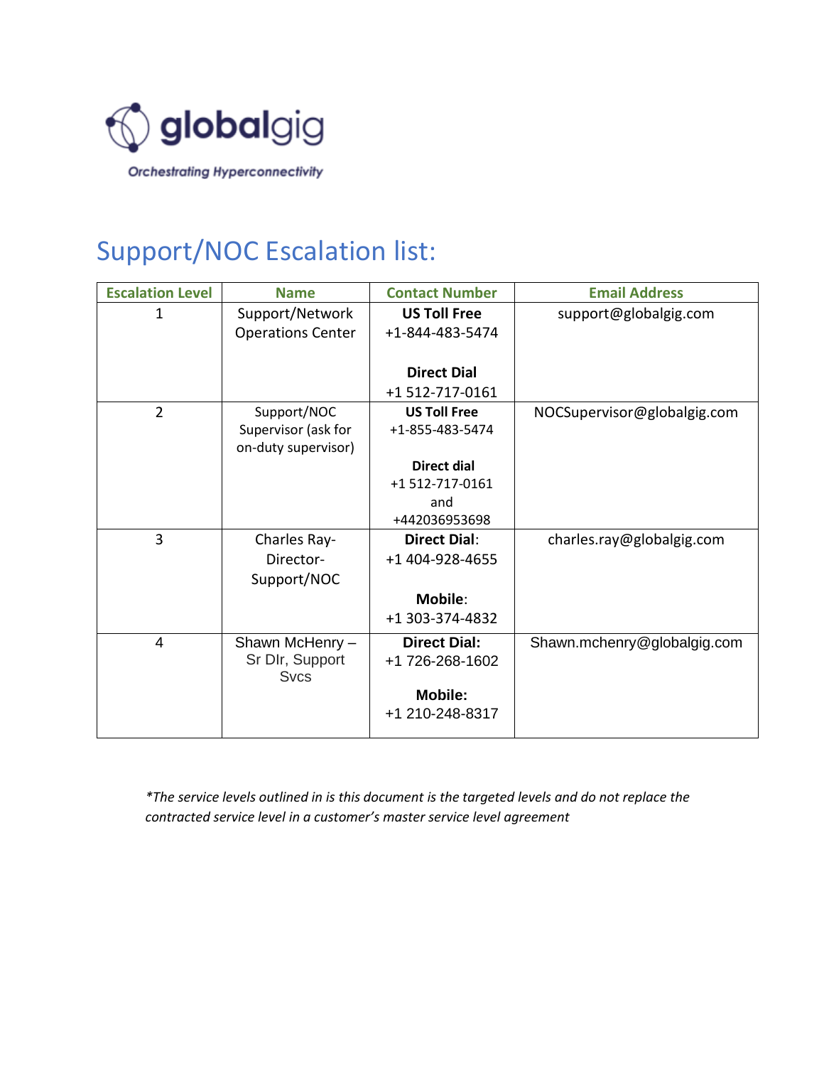globalgig

*Orchestrating Hyperconnectivity*

# Support/NOC Escalation list:

| Escalation Level | Name | Contact Number | Email Address |
|---|---|---|---|
| 1 | Support/Network Operations Center | **US Toll Free** +1-844-483-5474 **Direct Dial** +1 512-717-0161 | support@globalgig.com |
| 2 | Support/NOC Supervisor (ask for on-duty supervisor) | **US Toll Free** +1-855-483-5474 **Direct dial** +1 512-717-0161 and +442036953698 | NOCSupervisor@globalgig.com |
| 3 | Charles Ray- Director- Support/NOC | **Direct Dial**: +1 404-928-4655 **Mobile**: +1 303-374-4832 | charles.ray@globalgig.com |
| 4 | Shawn McHenry – Sr Dlr, Support Svcs | **Direct Dial:** +1 726-268-1602 **Mobile:** +1 210-248-8317 | Shawn.mchenry@globalgig.com |

*\*The service levels outlined in is this document is the targeted levels and do not replace the contracted service level in a customer's master service level agreement*